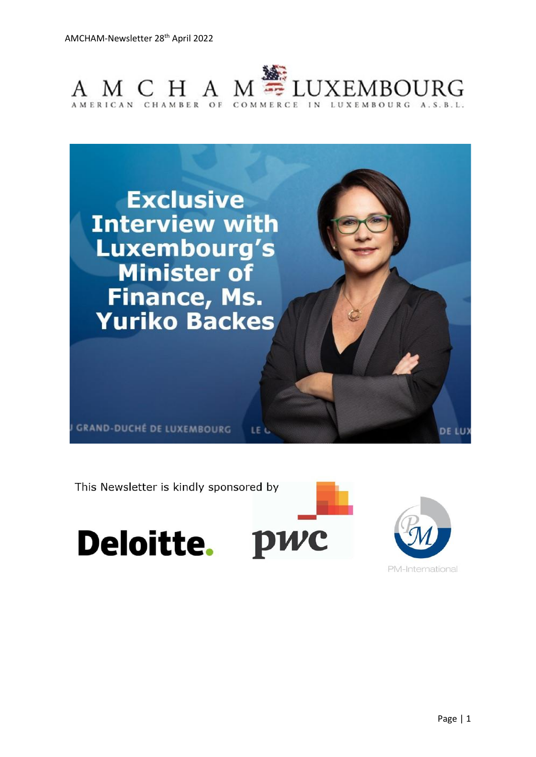AMCHAM-Newsletter 28th April 2022

AMCHAM LUXEMBOURG

AMERICAN CHAMBER OF COMMERCE IN LUXEMBOURG A.S.B.L.

# Exclusive Interview with Luxembourg's Minister of Finance, Ms. Yuriko Backes

This Newsletter is kindly sponsored by

Deloitte. pwc PM-International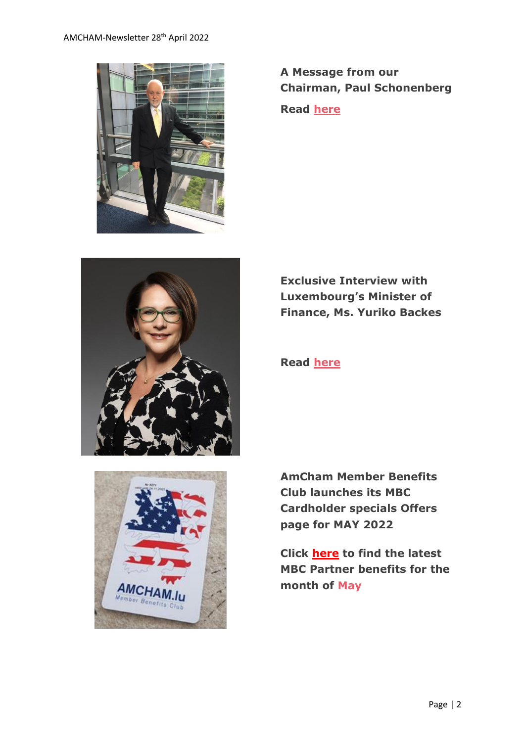**A Message from our Chairman, Paul Schonenberg**

**Read here**

**Exclusive Interview with Luxembourg's Minister of Finance, Ms. Yuriko Backes**

**Read here**

**AmCham Member Benefits Club launches its MBC Cardholder specials Offers page for MAY 2022**

**Click here to find the latest MBC Partner benefits for the month of May**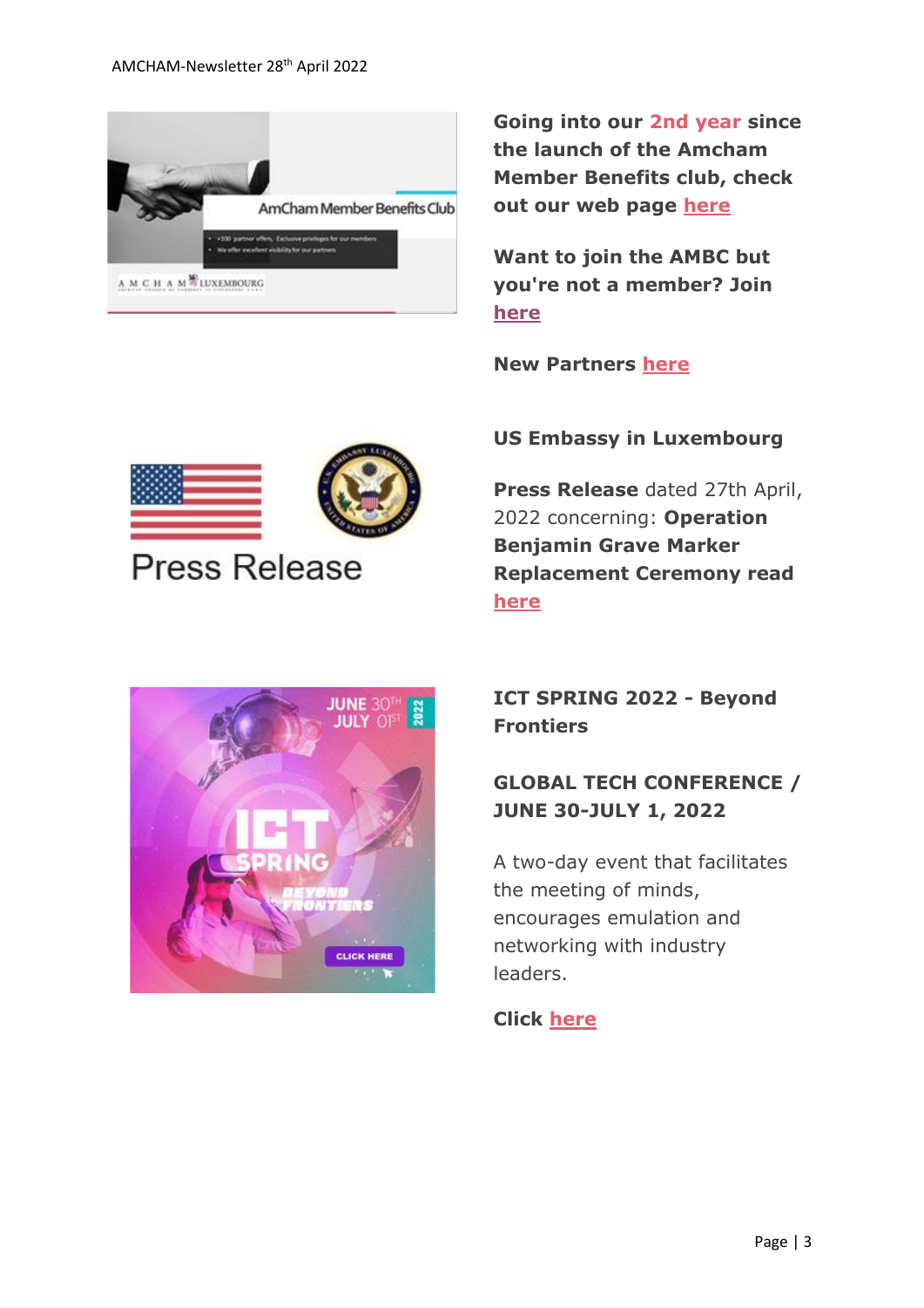**Going into our 2nd year since the launch of the Amcham Member Benefits club, check out our web page here**

**Want to join the AMBC but you're not a member? Join here**

**New Partners here**

**US Embassy in Luxembourg**

**Press Release** dated 27th April, 2022 concerning: **Operation Benjamin Grave Marker Replacement Ceremony read here**

**ICT SPRING 2022 - Beyond Frontiers**

**GLOBAL TECH CONFERENCE / JUNE 30-JULY 1, 2022**

A two-day event that facilitates the meeting of minds, encourages emulation and networking with industry leaders.

**Click here**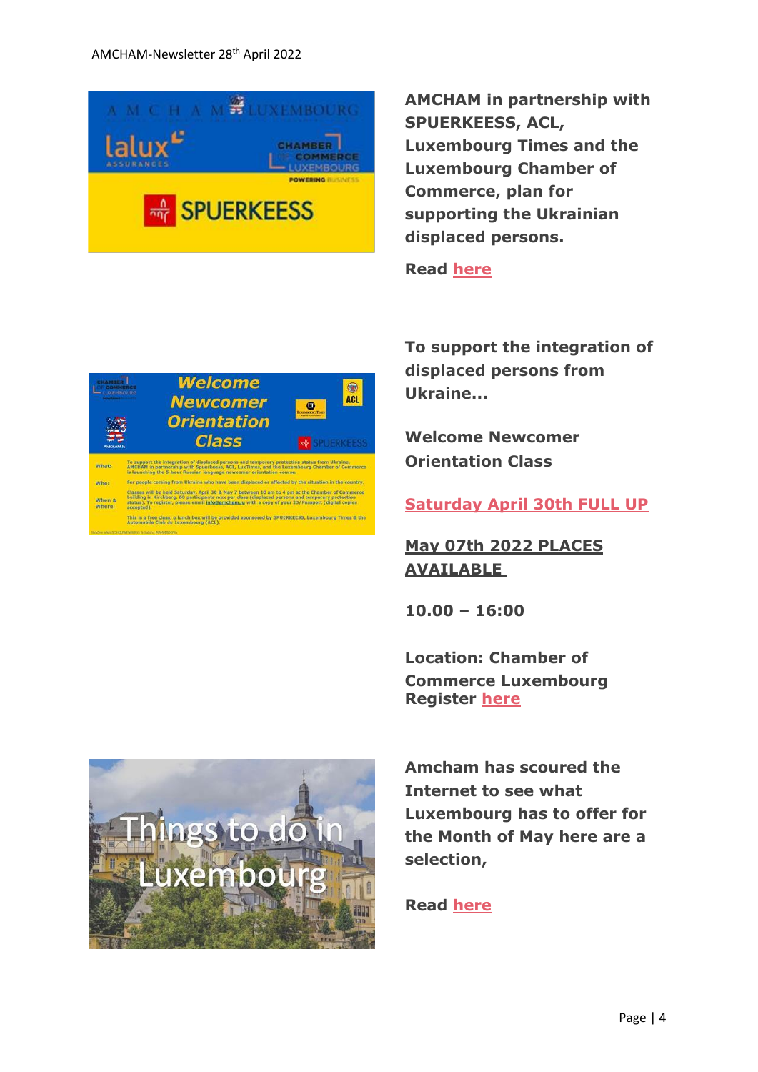**AMCHAM in partnership with SPUERKEESS, ACL, Luxembourg Times and the Luxembourg Chamber of Commerce, plan for supporting the Ukrainian displaced persons.**

**Read here**

**To support the integration of displaced persons from Ukraine...**

**Welcome Newcomer Orientation Class**

**Saturday April 30th FULL UP**

**May 07th 2022 PLACES AVAILABLE**

**10.00 – 16:00**

**Location: Chamber of Commerce Luxembourg**
**Register here**

**Amcham has scoured the Internet to see what Luxembourg has to offer for the Month of May here are a selection,**

**Read here**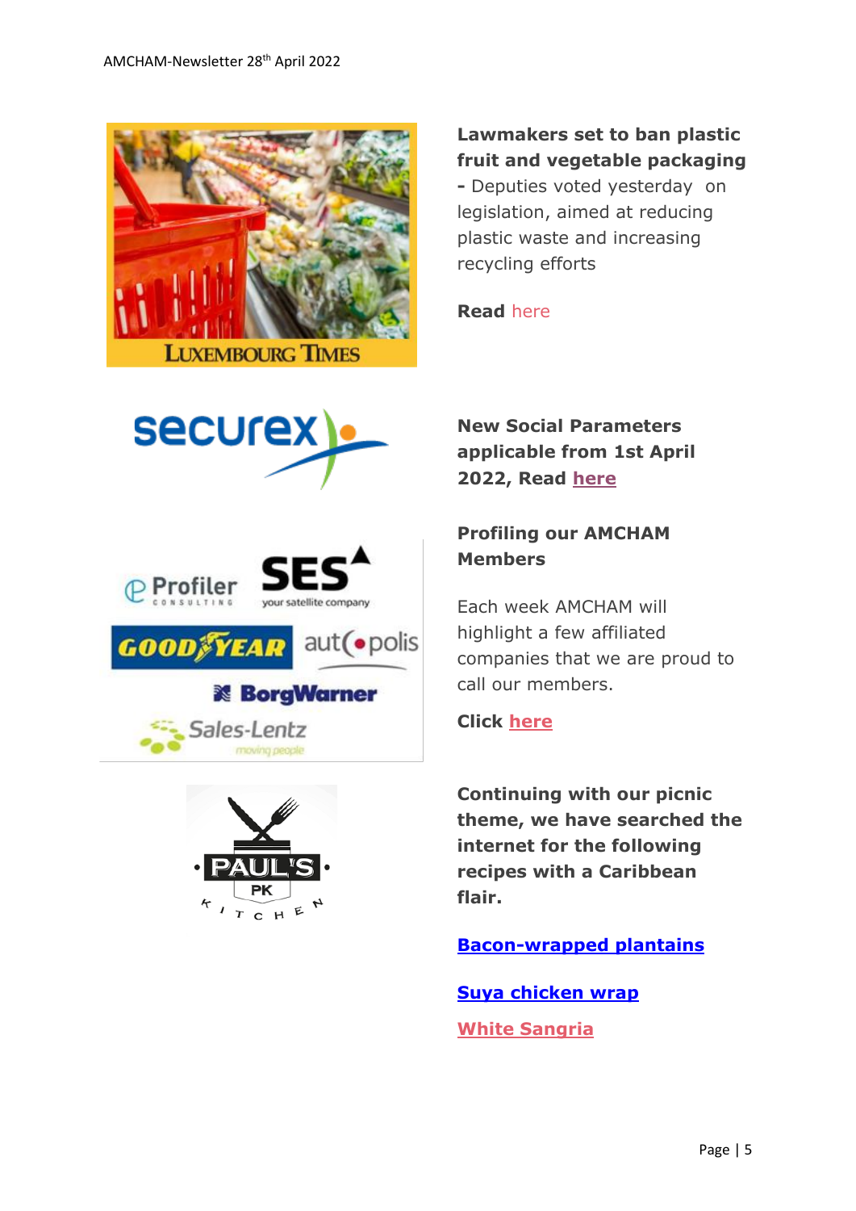**Lawmakers set to ban plastic fruit and vegetable packaging** - Deputies voted yesterday on legislation, aimed at reducing plastic waste and increasing recycling efforts

**Read** here

**New Social Parameters applicable from 1st April 2022, Read here**

**Profiling our AMCHAM Members**

Each week AMCHAM will highlight a few affiliated companies that we are proud to call our members.

**Click here**

**Continuing with our picnic theme, we have searched the internet for the following recipes with a Caribbean flair.**

**Bacon-wrapped plantains**

**Suya chicken wrap**

**White Sangria**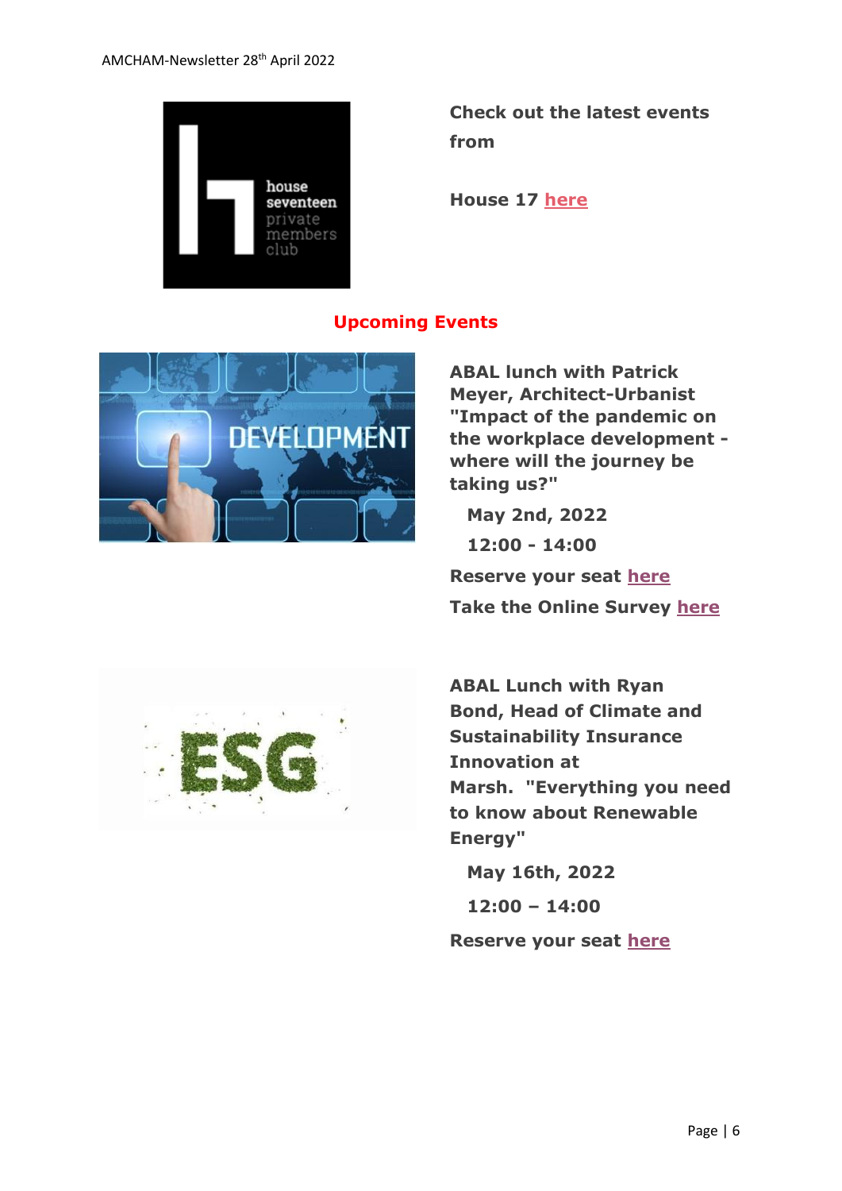**Check out the latest events from**

**House 17 here**

## Upcoming Events

**ABAL lunch with Patrick Meyer, Architect-Urbanist "Impact of the pandemic on the workplace development - where will the journey be taking us?"**

**May 2nd, 2022**

**12:00 - 14:00**

**Reserve your seat here**

**Take the Online Survey here**

**ABAL Lunch with Ryan Bond, Head of Climate and Sustainability Insurance Innovation at Marsh. "Everything you need to know about Renewable Energy"**

**May 16th, 2022**

**12:00 – 14:00**

**Reserve your seat here**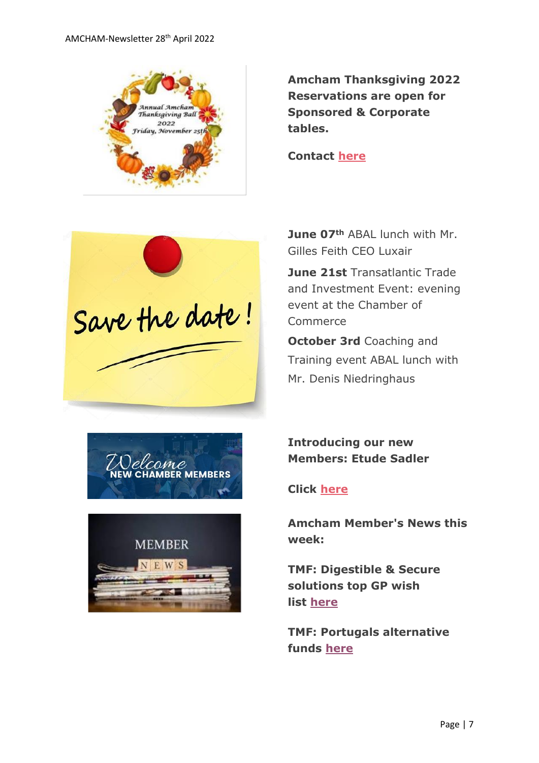**Amcham Thanksgiving 2022 Reservations are open for Sponsored & Corporate tables.**

**Contact here**

**June 07th** ABAL lunch with Mr. Gilles Feith CEO Luxair

**June 21st** Transatlantic Trade and Investment Event: evening event at the Chamber of Commerce

**October 3rd** Coaching and Training event ABAL lunch with Mr. Denis Niedringhaus

**Introducing our new Members: Etude Sadler**

**Click here**

**Amcham Member's News this week:**

**TMF: Digestible & Secure solutions top GP wish list here**

**TMF: Portugals alternative funds here**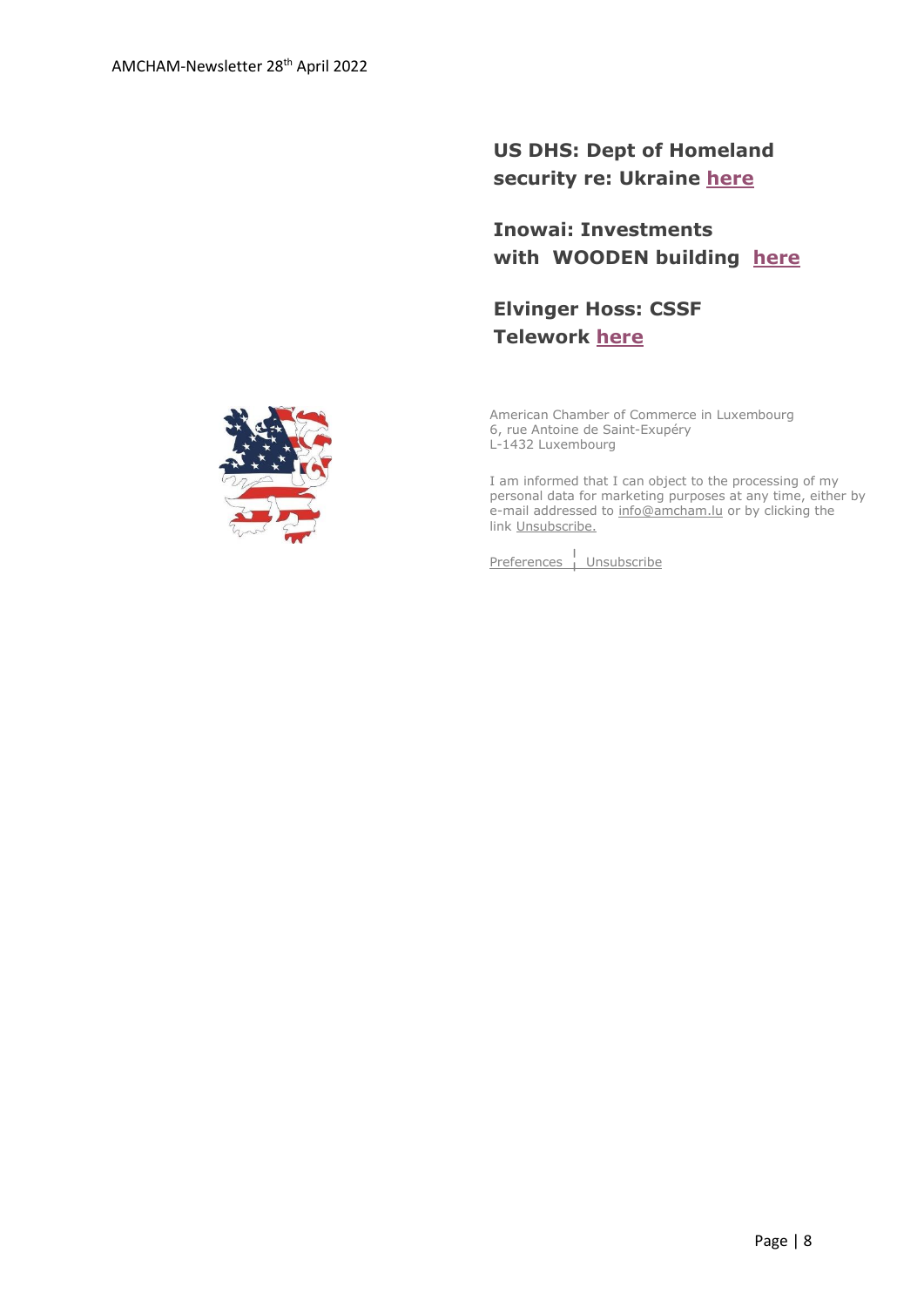**US DHS: Dept of Homeland security re: Ukraine here**

**Inowai: Investments with WOODEN building here**

**Elvinger Hoss: CSSF Telework here**

American Chamber of Commerce in Luxembourg
6, rue Antoine de Saint-Exupéry
L-1432 Luxembourg

I am informed that I can object to the processing of my personal data for marketing purposes at any time, either by e-mail addressed to info@amcham.lu or by clicking the link Unsubscribe.

Preferences | Unsubscribe